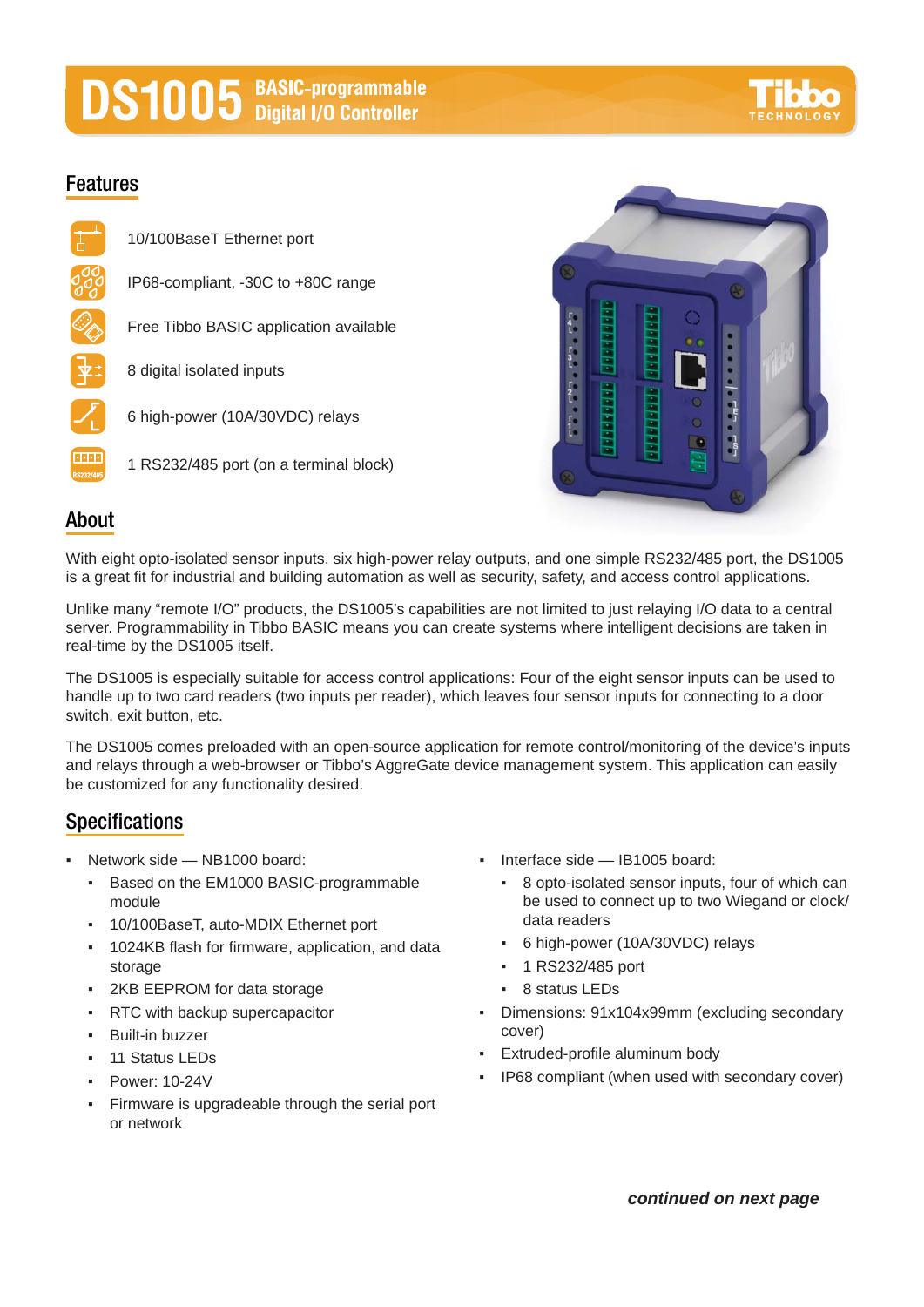# DS1005 BASIC-programmable Digital I/O Controller

Tibbo TECHNOLOGY

## Features

- 10/100BaseT Ethernet port
- IP68-compliant, -30C to +80C range
- Free Tibbo BASIC application available
- 8 digital isolated inputs
- 6 high-power (10A/30VDC) relays
- 1 RS232/485 port (on a terminal block)

## About

With eight opto-isolated sensor inputs, six high-power relay outputs, and one simple RS232/485 port, the DS1005 is a great fit for industrial and building automation as well as security, safety, and access control applications.

Unlike many "remote I/O" products, the DS1005's capabilities are not limited to just relaying I/O data to a central server. Programmability in Tibbo BASIC means you can create systems where intelligent decisions are taken in real-time by the DS1005 itself.

The DS1005 is especially suitable for access control applications: Four of the eight sensor inputs can be used to handle up to two card readers (two inputs per reader), which leaves four sensor inputs for connecting to a door switch, exit button, etc.

The DS1005 comes preloaded with an open-source application for remote control/monitoring of the device's inputs and relays through a web-browser or Tibbo's AggreGate device management system. This application can easily be customized for any functionality desired.

## Specifications

- Network side — NB1000 board:
  - Based on the EM1000 BASIC-programmable module
  - 10/100BaseT, auto-MDIX Ethernet port
  - 1024KB flash for firmware, application, and data storage
  - 2KB EEPROM for data storage
  - RTC with backup supercapacitor
  - Built-in buzzer
  - 11 Status LEDs
  - Power: 10-24V
  - Firmware is upgradeable through the serial port or network
- Interface side — IB1005 board:
  - 8 opto-isolated sensor inputs, four of which can be used to connect up to two Wiegand or clock/data readers
  - 6 high-power (10A/30VDC) relays
  - 1 RS232/485 port
  - 8 status LEDs
- Dimensions: 91x104x99mm (excluding secondary cover)
- Extruded-profile aluminum body
- IP68 compliant (when used with secondary cover)

***continued on next page***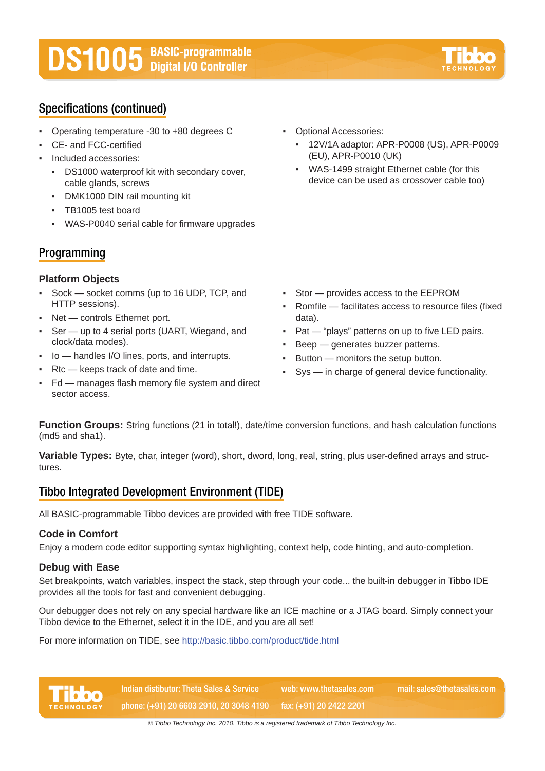## Specifications (continued)

- Operating temperature -30 to +80 degrees C
- CE- and FCC-certified
- Included accessories:
  - DS1000 waterproof kit with secondary cover, cable glands, screws
  - DMK1000 DIN rail mounting kit
  - TB1005 test board
  - WAS-P0040 serial cable for firmware upgrades
- Optional Accessories:
  - 12V/1A adaptor: APR-P0008 (US), APR-P0009 (EU), APR-P0010 (UK)
  - WAS-1499 straight Ethernet cable (for this device can be used as crossover cable too)

## Programming

### Platform Objects

- Sock — socket comms (up to 16 UDP, TCP, and HTTP sessions).
- Net — controls Ethernet port.
- Ser — up to 4 serial ports (UART, Wiegand, and clock/data modes).
- Io — handles I/O lines, ports, and interrupts.
- Rtc — keeps track of date and time.
- Fd — manages flash memory file system and direct sector access.
- Stor — provides access to the EEPROM
- Romfile — facilitates access to resource files (fixed data).
- Pat — "plays" patterns on up to five LED pairs.
- Beep — generates buzzer patterns.
- Button — monitors the setup button.
- Sys — in charge of general device functionality.

**Function Groups:** String functions (21 in total!), date/time conversion functions, and hash calculation functions (md5 and sha1).

**Variable Types:** Byte, char, integer (word), short, dword, long, real, string, plus user-defined arrays and structures.

## Tibbo Integrated Development Environment (TIDE)

All BASIC-programmable Tibbo devices are provided with free TIDE software.

### Code in Comfort

Enjoy a modern code editor supporting syntax highlighting, context help, code hinting, and auto-completion.

### Debug with Ease

Set breakpoints, watch variables, inspect the stack, step through your code... the built-in debugger in Tibbo IDE provides all the tools for fast and convenient debugging.

Our debugger does not rely on any special hardware like an ICE machine or a JTAG board. Simply connect your Tibbo device to the Ethernet, select it in the IDE, and you are all set!

For more information on TIDE, see http://basic.tibbo.com/product/tide.html

Indian distibutor: Theta Sales & Service | web: www.thetasales.com | mail: sales@thetasales.com
phone: (+91) 20 6603 2910, 20 3048 4190 | fax: (+91) 20 2422 2201

*© Tibbo Technology Inc. 2010. Tibbo is a registered trademark of Tibbo Technology Inc.*